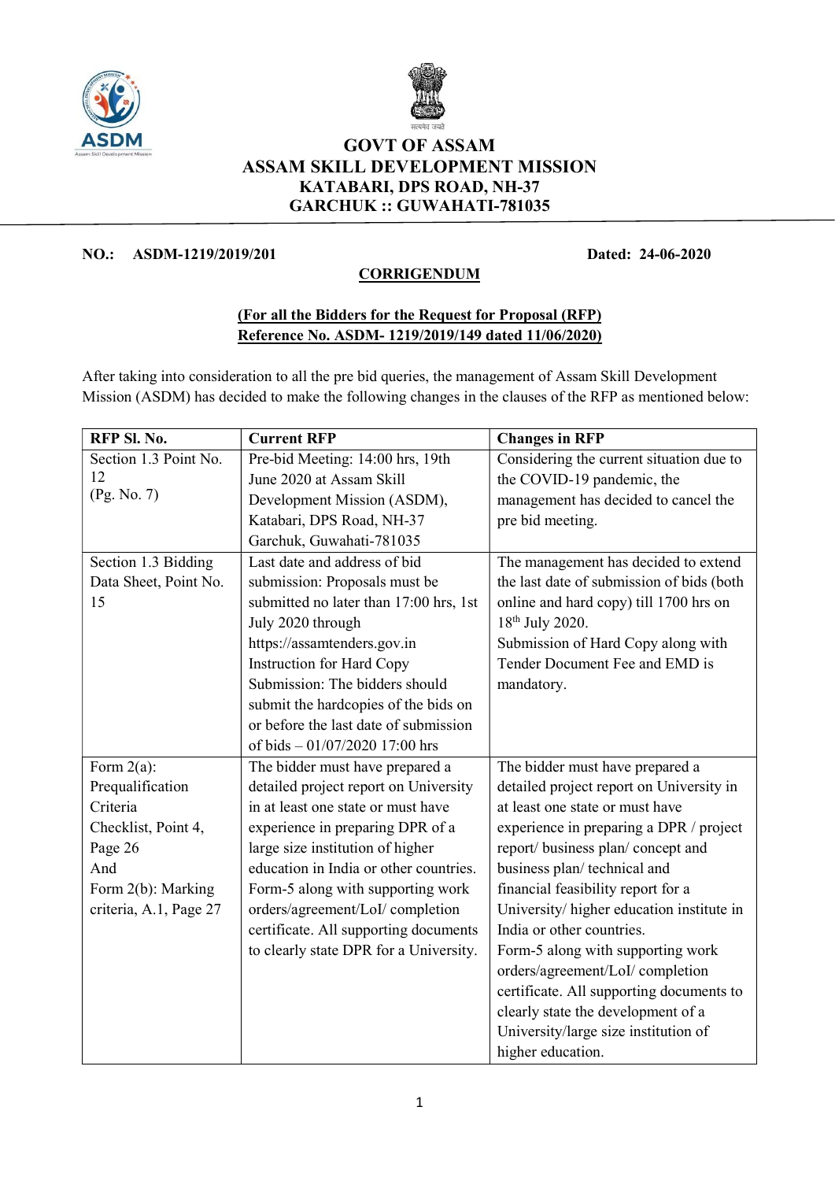# GOVT OF ASSAM
# ASSAM SKILL DEVELOPMENT MISSION
## KATABARI, DPS ROAD, NH-37
## GARCHUK :: GUWAHATI-781035

**NO.: ASDM-1219/2019/201** **Dated: 24-06-2020**

**CORRIGENDUM**

**(For all the Bidders for the Request for Proposal (RFP) Reference No. ASDM- 1219/2019/149 dated 11/06/2020)**

After taking into consideration to all the pre bid queries, the management of Assam Skill Development Mission (ASDM) has decided to make the following changes in the clauses of the RFP as mentioned below:

| RFP Sl. No. | Current RFP | Changes in RFP |
|---|---|---|
| Section 1.3 Point No. 12 (Pg. No. 7) | Pre-bid Meeting: 14:00 hrs, 19th June 2020 at Assam Skill Development Mission (ASDM), Katabari, DPS Road, NH-37 Garchuk, Guwahati-781035 | Considering the current situation due to the COVID-19 pandemic, the management has decided to cancel the pre bid meeting. |
| Section 1.3 Bidding Data Sheet, Point No. 15 | Last date and address of bid submission: Proposals must be submitted no later than 17:00 hrs, 1st July 2020 through https://assamtenders.gov.in Instruction for Hard Copy Submission: The bidders should submit the hardcopies of the bids on or before the last date of submission of bids – 01/07/2020 17:00 hrs | The management has decided to extend the last date of submission of bids (both online and hard copy) till 1700 hrs on 18th July 2020. Submission of Hard Copy along with Tender Document Fee and EMD is mandatory. |
| Form 2(a): Prequalification Criteria Checklist, Point 4, Page 26 And Form 2(b): Marking criteria, A.1, Page 27 | The bidder must have prepared a detailed project report on University in at least one state or must have experience in preparing DPR of a large size institution of higher education in India or other countries. Form-5 along with supporting work orders/agreement/LoI/ completion certificate. All supporting documents to clearly state DPR for a University. | The bidder must have prepared a detailed project report on University in at least one state or must have experience in preparing a DPR / project report/ business plan/ concept and business plan/ technical and financial feasibility report for a University/ higher education institute in India or other countries. Form-5 along with supporting work orders/agreement/LoI/ completion certificate. All supporting documents to clearly state the development of a University/large size institution of higher education. |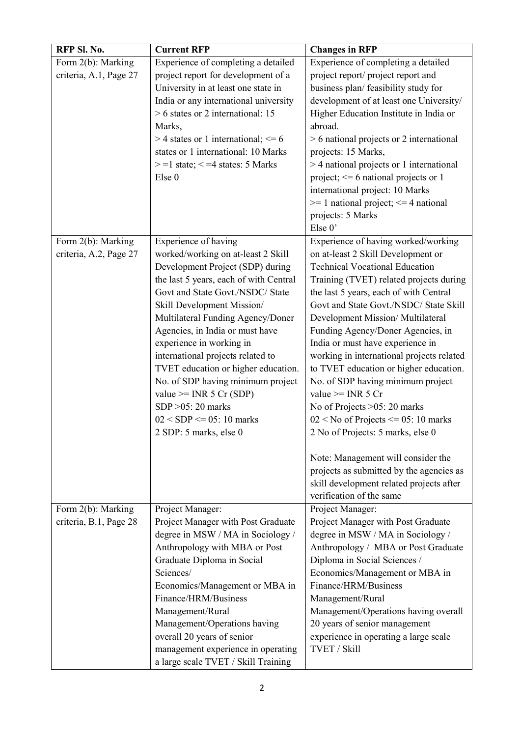| RFP Sl. No. | Current RFP | Changes in RFP |
|---|---|---|
| Form 2(b): Marking criteria, A.1, Page 27 | Experience of completing a detailed project report for development of a University in at least one state in India or any international university<br>> 6 states or 2 international: 15 Marks,<br>> 4 states or 1 international; <= 6 states or 1 international: 10 Marks<br>> =1 state; < =4 states: 5 Marks<br>Else 0 | Experience of completing a detailed project report/ project report and business plan/ feasibility study for development of at least one University/ Higher Education Institute in India or abroad.<br>> 6 national projects or 2 international projects: 15 Marks,<br>> 4 national projects or 1 international project; <= 6 national projects or 1 international project: 10 Marks<br>>= 1 national project; <= 4 national projects: 5 Marks<br>Else 0' |
| Form 2(b): Marking criteria, A.2, Page 27 | Experience of having worked/working on at-least 2 Skill Development Project (SDP) during the last 5 years, each of with Central Govt and State Govt./NSDC/ State Skill Development Mission/ Multilateral Funding Agency/Doner Agencies, in India or must have experience in working in international projects related to TVET education or higher education. No. of SDP having minimum project value >= INR 5 Cr (SDP)<br>SDP >05: 20 marks<br>02 < SDP <= 05: 10 marks<br>2 SDP: 5 marks, else 0 | Experience of having worked/working on at-least 2 Skill Development or Technical Vocational Education Training (TVET) related projects during the last 5 years, each of with Central Govt and State Govt./NSDC/ State Skill Development Mission/ Multilateral Funding Agency/Doner Agencies, in India or must have experience in working in international projects related to TVET education or higher education. No. of SDP having minimum project value >= INR 5 Cr<br>No of Projects >05: 20 marks<br>02 < No of Projects <= 05: 10 marks<br>2 No of Projects: 5 marks, else 0<br><br>Note: Management will consider the projects as submitted by the agencies as skill development related projects after verification of the same |
| Form 2(b): Marking criteria, B.1, Page 28 | Project Manager:<br>Project Manager with Post Graduate degree in MSW / MA in Sociology / Anthropology with MBA or Post Graduate Diploma in Social Sciences/ Economics/Management or MBA in Finance/HRM/Business Management/Rural Management/Operations having overall 20 years of senior management experience in operating a large scale TVET / Skill Training | Project Manager:<br>Project Manager with Post Graduate degree in MSW / MA in Sociology / Anthropology / MBA or Post Graduate Diploma in Social Sciences / Economics/Management or MBA in Finance/HRM/Business Management/Rural Management/Operations having overall 20 years of senior management experience in operating a large scale TVET / Skill |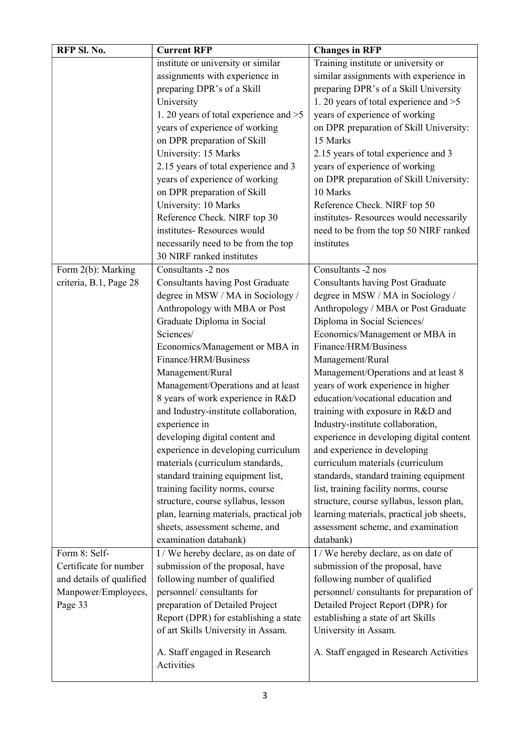| RFP Sl. No. | Current RFP | Changes in RFP |
| --- | --- | --- |
| | institute or university or similar assignments with experience in preparing DPR's of a Skill University<br>1. 20 years of total experience and >5 years of experience of working on DPR preparation of Skill University: 15 Marks<br>2.15 years of total experience and 3 years of experience of working on DPR preparation of Skill University: 10 Marks<br>Reference Check. NIRF top 30 institutes- Resources would necessarily need to be from the top 30 NIRF ranked institutes | Training institute or university or similar assignments with experience in preparing DPR's of a Skill University<br>1. 20 years of total experience and >5 years of experience of working on DPR preparation of Skill University: 15 Marks<br>2.15 years of total experience and 3 years of experience of working on DPR preparation of Skill University: 10 Marks<br>Reference Check. NIRF top 50 institutes- Resources would necessarily need to be from the top 50 NIRF ranked institutes |
| Form 2(b): Marking criteria, B.1, Page 28 | Consultants -2 nos<br>Consultants having Post Graduate degree in MSW / MA in Sociology / Anthropology with MBA or Post Graduate Diploma in Social Sciences/ Economics/Management or MBA in Finance/HRM/Business Management/Rural Management/Operations and at least 8 years of work experience in R&D and Industry-institute collaboration, experience in developing digital content and experience in developing curriculum materials (curriculum standards, standard training equipment list, training facility norms, course structure, course syllabus, lesson plan, learning materials, practical job sheets, assessment scheme, and examination databank) | Consultants -2 nos<br>Consultants having Post Graduate degree in MSW / MA in Sociology / Anthropology / MBA or Post Graduate Diploma in Social Sciences/ Economics/Management or MBA in Finance/HRM/Business Management/Rural Management/Operations and at least 8 years of work experience in higher education/vocational education and training with exposure in R&D and Industry-institute collaboration, experience in developing digital content and experience in developing curriculum materials (curriculum standards, standard training equipment list, training facility norms, course structure, course syllabus, lesson plan, learning materials, practical job sheets, assessment scheme, and examination databank) |
| Form 8: Self-Certificate for number and details of qualified Manpower/Employees, Page 33 | I / We hereby declare, as on date of submission of the proposal, have following number of qualified personnel/ consultants for preparation of Detailed Project Report (DPR) for establishing a state of art Skills University in Assam.<br><br>A. Staff engaged in Research Activities | I / We hereby declare, as on date of submission of the proposal, have following number of qualified personnel/ consultants for preparation of Detailed Project Report (DPR) for establishing a state of art Skills University in Assam.<br><br>A. Staff engaged in Research Activities |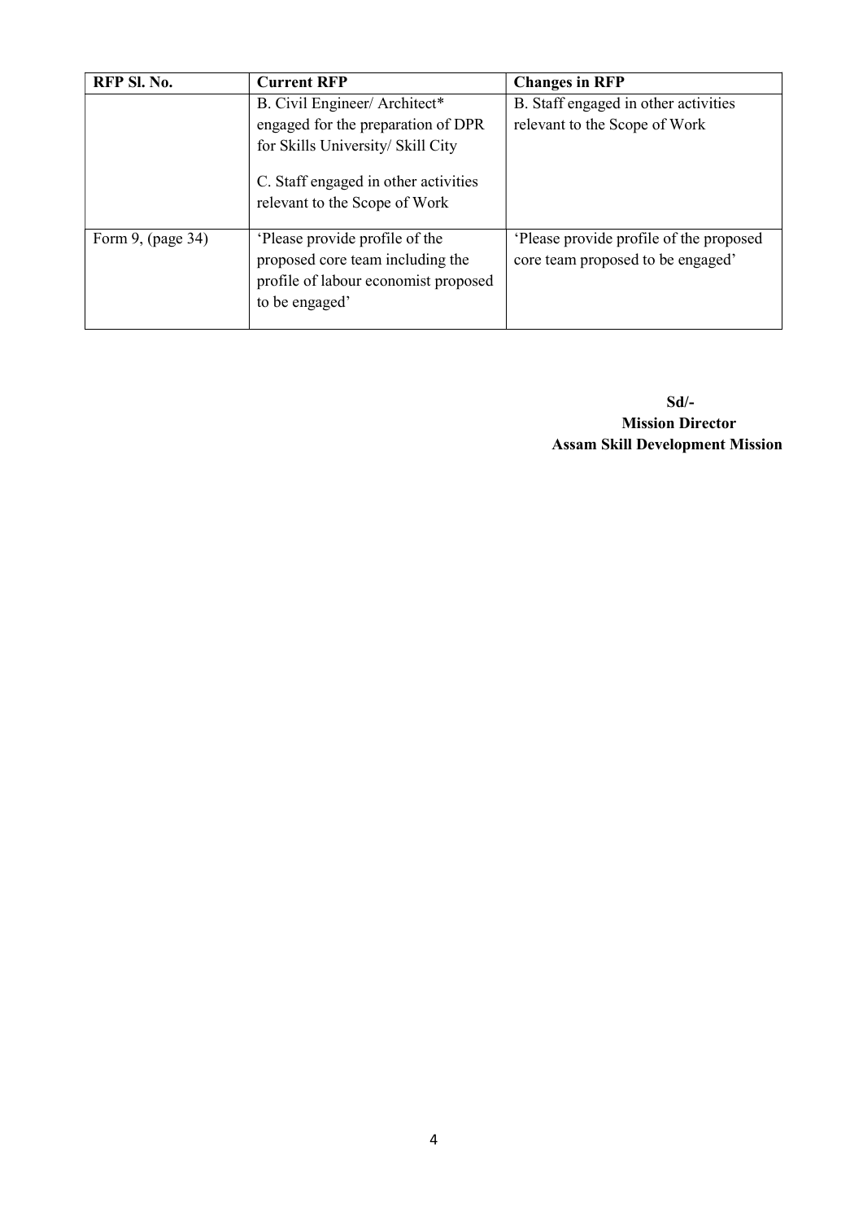| RFP Sl. No. | Current RFP | Changes in RFP |
|---|---|---|
| | B. Civil Engineer/ Architect* engaged for the preparation of DPR for Skills University/ Skill City<br><br>C. Staff engaged in other activities relevant to the Scope of Work | B. Staff engaged in other activities relevant to the Scope of Work |
| Form 9, (page 34) | 'Please provide profile of the proposed core team including the profile of labour economist proposed to be engaged' | 'Please provide profile of the proposed core team proposed to be engaged' |

**Sd/-**
**Mission Director**
**Assam Skill Development Mission**